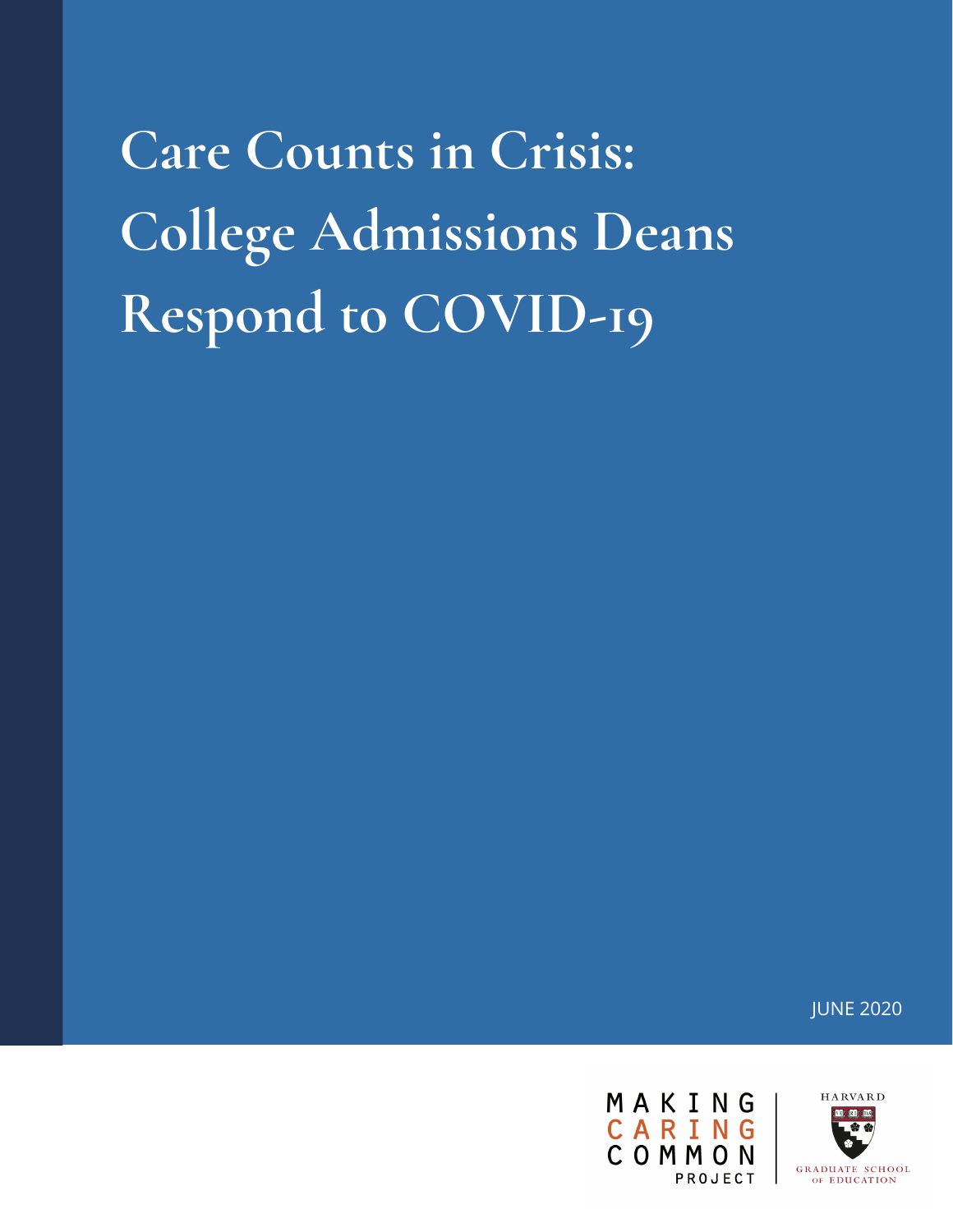# Care Counts in Crisis: College Admissions Deans Respond to COVID-19

JUNE 2020

MAKING CARING COMMON PROJECT

HARVARD GRADUATE SCHOOL OF EDUCATION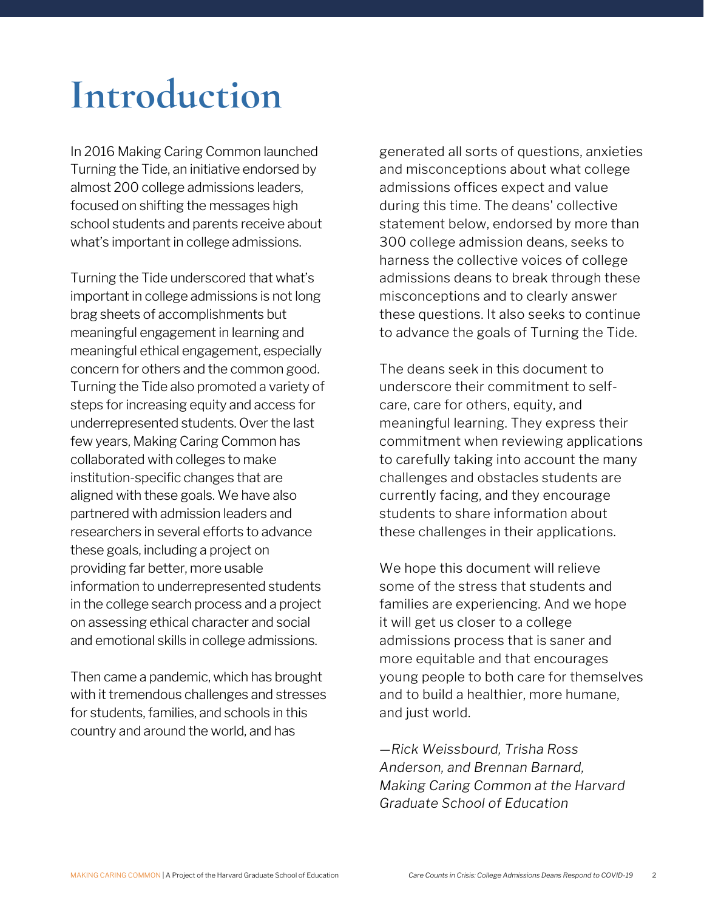# Introduction

In 2016 Making Caring Common launched Turning the Tide, an initiative endorsed by almost 200 college admissions leaders, focused on shifting the messages high school students and parents receive about what's important in college admissions.

Turning the Tide underscored that what's important in college admissions is not long brag sheets of accomplishments but meaningful engagement in learning and meaningful ethical engagement, especially concern for others and the common good. Turning the Tide also promoted a variety of steps for increasing equity and access for underrepresented students. Over the last few years, Making Caring Common has collaborated with colleges to make institution-specific changes that are aligned with these goals. We have also partnered with admission leaders and researchers in several efforts to advance these goals, including a project on providing far better, more usable information to underrepresented students in the college search process and a project on assessing ethical character and social and emotional skills in college admissions.

Then came a pandemic, which has brought with it tremendous challenges and stresses for students, families, and schools in this country and around the world, and has generated all sorts of questions, anxieties and misconceptions about what college admissions offices expect and value during this time. The deans' collective statement below, endorsed by more than 300 college admission deans, seeks to harness the collective voices of college admissions deans to break through these misconceptions and to clearly answer these questions. It also seeks to continue to advance the goals of Turning the Tide.

The deans seek in this document to underscore their commitment to self-care, care for others, equity, and meaningful learning. They express their commitment when reviewing applications to carefully taking into account the many challenges and obstacles students are currently facing, and they encourage students to share information about these challenges in their applications.

We hope this document will relieve some of the stress that students and families are experiencing. And we hope it will get us closer to a college admissions process that is saner and more equitable and that encourages young people to both care for themselves and to build a healthier, more humane, and just world.

*—Rick Weissbourd, Trisha Ross Anderson, and Brennan Barnard, Making Caring Common at the Harvard Graduate School of Education*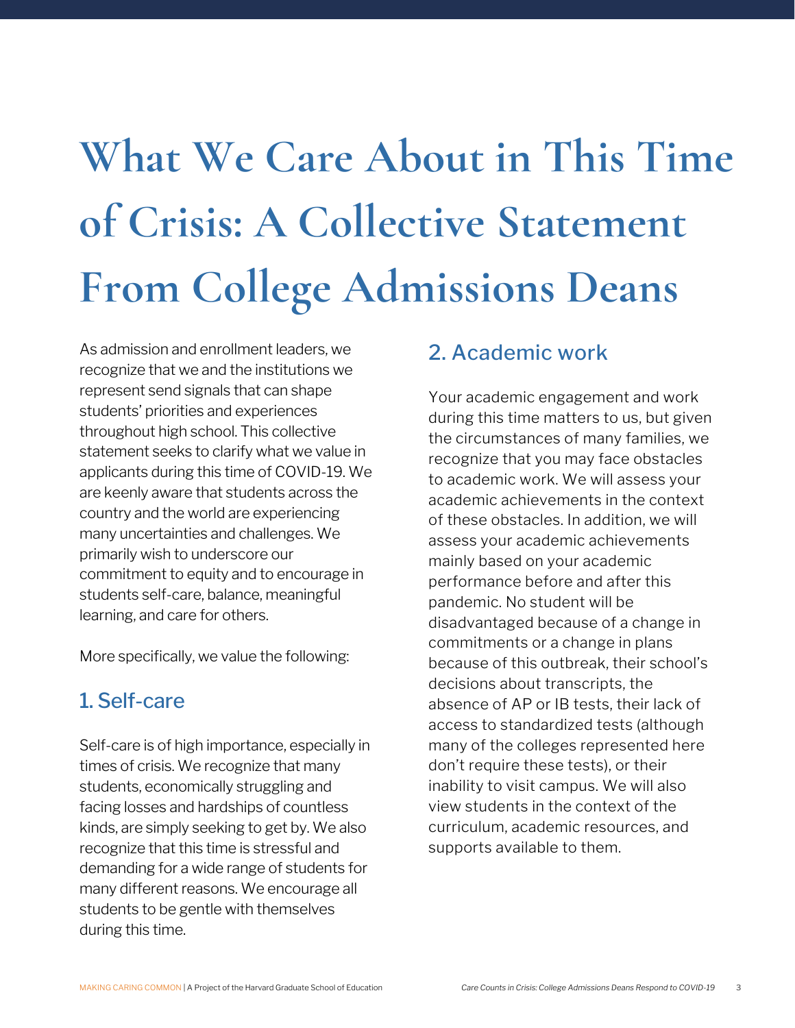# What We Care About in This Time of Crisis: A Collective Statement From College Admissions Deans

As admission and enrollment leaders, we recognize that we and the institutions we represent send signals that can shape students' priorities and experiences throughout high school. This collective statement seeks to clarify what we value in applicants during this time of COVID-19. We are keenly aware that students across the country and the world are experiencing many uncertainties and challenges. We primarily wish to underscore our commitment to equity and to encourage in students self-care, balance, meaningful learning, and care for others.

More specifically, we value the following:

## 1. Self-care

Self-care is of high importance, especially in times of crisis. We recognize that many students, economically struggling and facing losses and hardships of countless kinds, are simply seeking to get by. We also recognize that this time is stressful and demanding for a wide range of students for many different reasons. We encourage all students to be gentle with themselves during this time.

## 2. Academic work

Your academic engagement and work during this time matters to us, but given the circumstances of many families, we recognize that you may face obstacles to academic work. We will assess your academic achievements in the context of these obstacles. In addition, we will assess your academic achievements mainly based on your academic performance before and after this pandemic. No student will be disadvantaged because of a change in commitments or a change in plans because of this outbreak, their school's decisions about transcripts, the absence of AP or IB tests, their lack of access to standardized tests (although many of the colleges represented here don't require these tests), or their inability to visit campus. We will also view students in the context of the curriculum, academic resources, and supports available to them.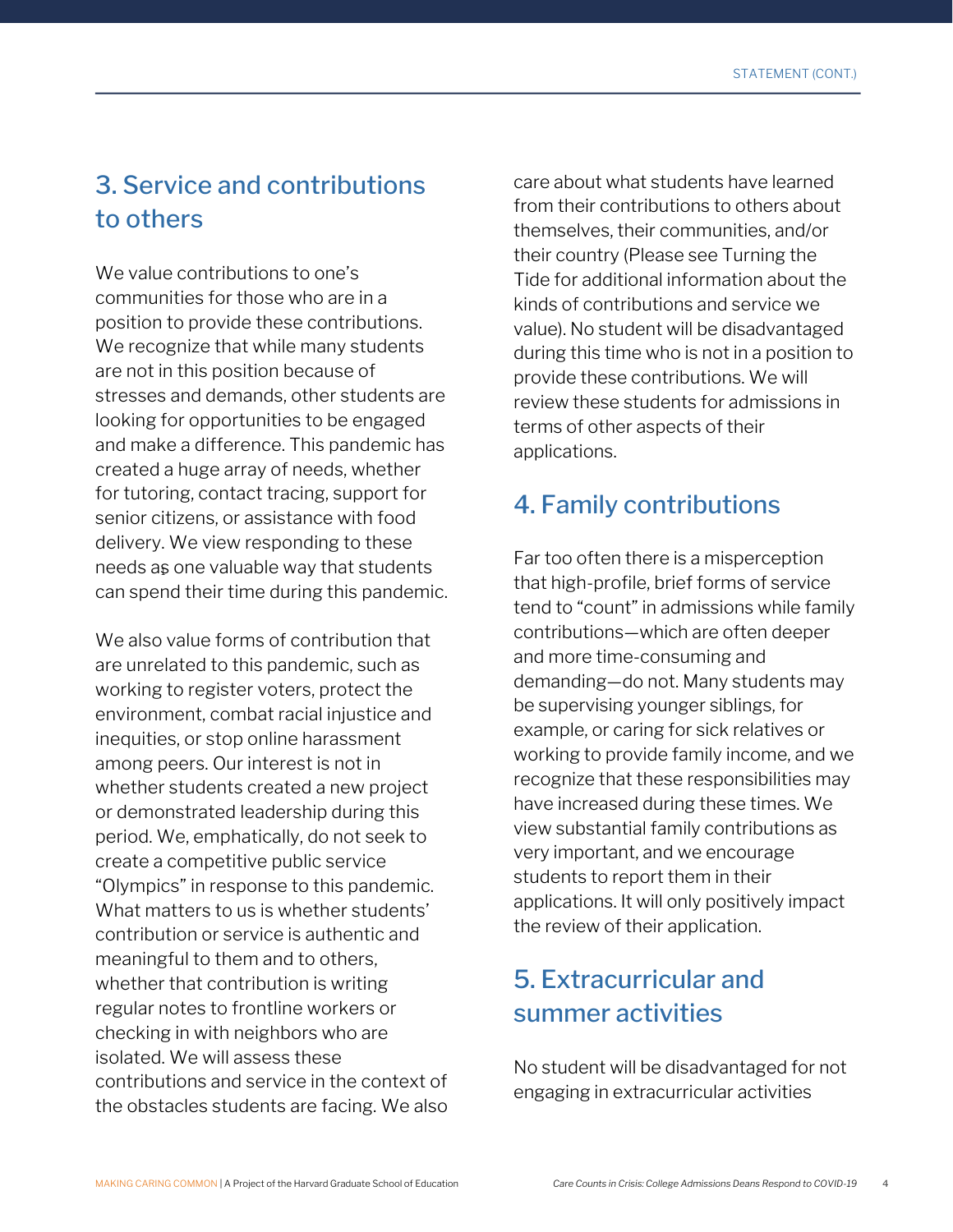## 3. Service and contributions to others

We value contributions to one's communities for those who are in a position to provide these contributions. We recognize that while many students are not in this position because of stresses and demands, other students are looking for opportunities to be engaged and make a difference. This pandemic has created a huge array of needs, whether for tutoring, contact tracing, support for senior citizens, or assistance with food delivery. We view responding to these needs as one valuable way that students can spend their time during this pandemic.

We also value forms of contribution that are unrelated to this pandemic, such as working to register voters, protect the environment, combat racial injustice and inequities, or stop online harassment among peers. Our interest is not in whether students created a new project or demonstrated leadership during this period. We, emphatically, do not seek to create a competitive public service "Olympics" in response to this pandemic. What matters to us is whether students' contribution or service is authentic and meaningful to them and to others, whether that contribution is writing regular notes to frontline workers or checking in with neighbors who are isolated. We will assess these contributions and service in the context of the obstacles students are facing. We also care about what students have learned from their contributions to others about themselves, their communities, and/or their country (Please see Turning the Tide for additional information about the kinds of contributions and service we value). No student will be disadvantaged during this time who is not in a position to provide these contributions. We will review these students for admissions in terms of other aspects of their applications.

## 4. Family contributions

Far too often there is a misperception that high-profile, brief forms of service tend to "count" in admissions while family contributions—which are often deeper and more time-consuming and demanding—do not. Many students may be supervising younger siblings, for example, or caring for sick relatives or working to provide family income, and we recognize that these responsibilities may have increased during these times. We view substantial family contributions as very important, and we encourage students to report them in their applications. It will only positively impact the review of their application.

## 5. Extracurricular and summer activities

No student will be disadvantaged for not engaging in extracurricular activities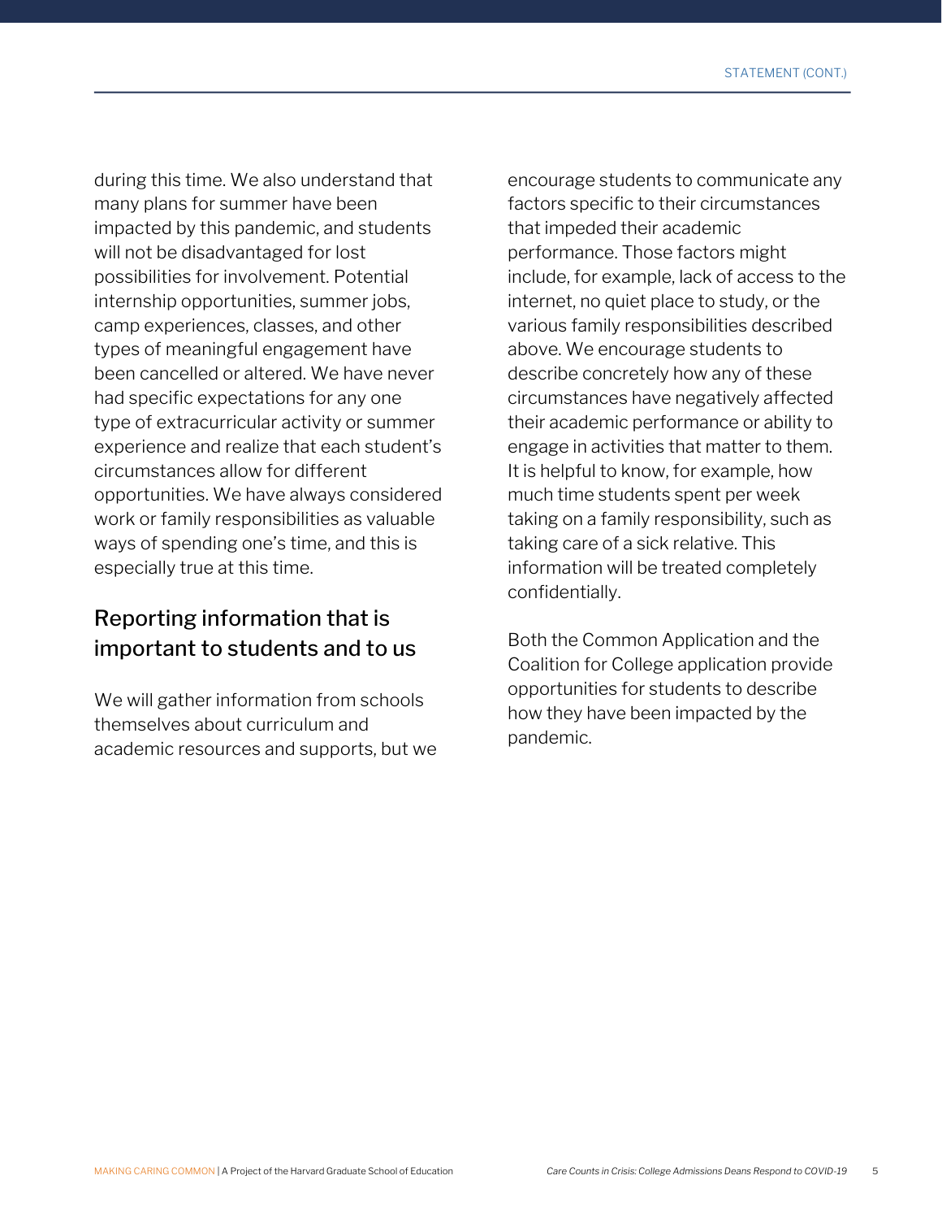during this time. We also understand that many plans for summer have been impacted by this pandemic, and students will not be disadvantaged for lost possibilities for involvement. Potential internship opportunities, summer jobs, camp experiences, classes, and other types of meaningful engagement have been cancelled or altered. We have never had specific expectations for any one type of extracurricular activity or summer experience and realize that each student's circumstances allow for different opportunities. We have always considered work or family responsibilities as valuable ways of spending one's time, and this is especially true at this time.

## Reporting information that is important to students and to us

We will gather information from schools themselves about curriculum and academic resources and supports, but we encourage students to communicate any factors specific to their circumstances that impeded their academic performance. Those factors might include, for example, lack of access to the internet, no quiet place to study, or the various family responsibilities described above. We encourage students to describe concretely how any of these circumstances have negatively affected their academic performance or ability to engage in activities that matter to them. It is helpful to know, for example, how much time students spent per week taking on a family responsibility, such as taking care of a sick relative. This information will be treated completely confidentially.

Both the Common Application and the Coalition for College application provide opportunities for students to describe how they have been impacted by the pandemic.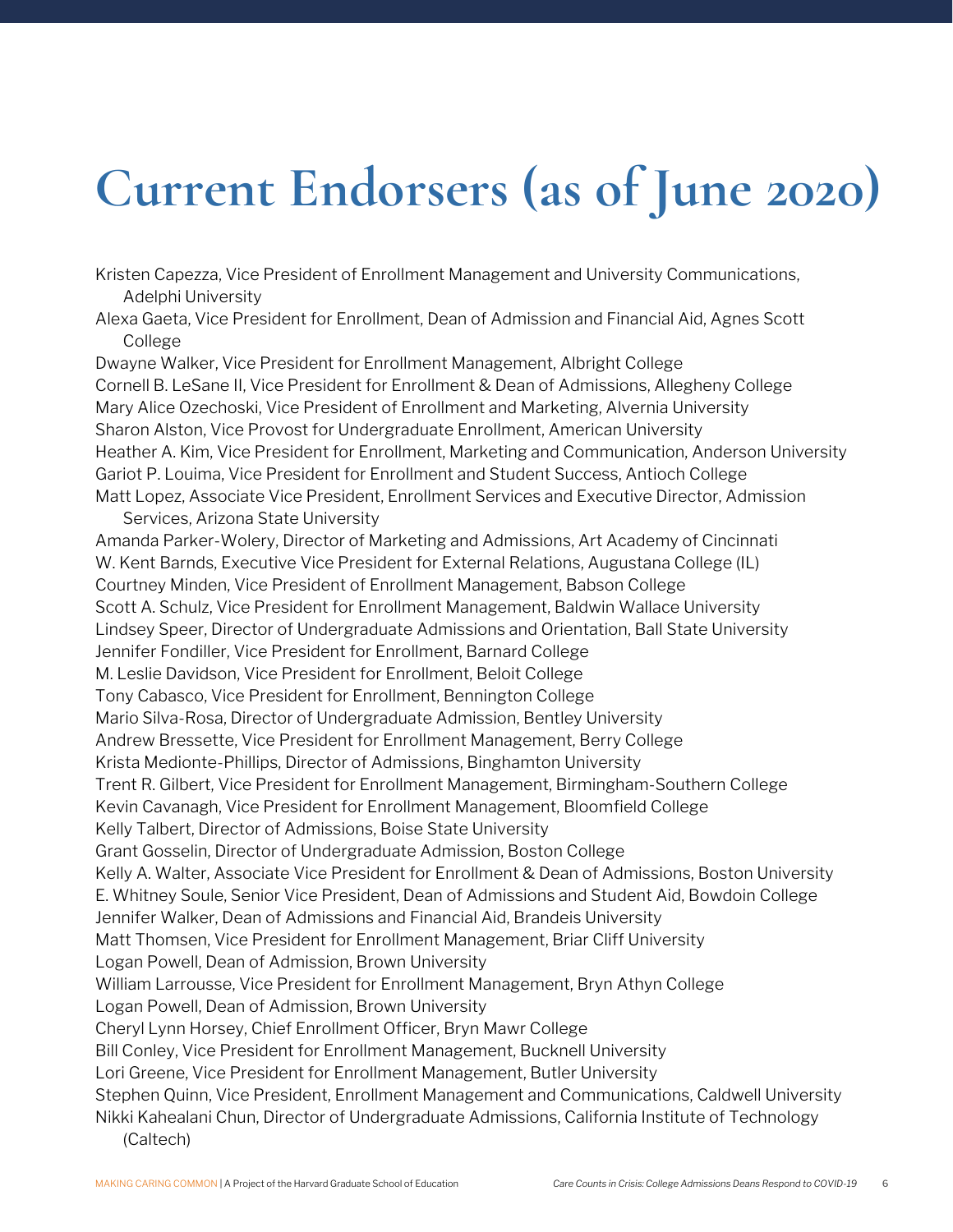# Current Endorsers (as of June 2020)

Kristen Capezza, Vice President of Enrollment Management and University Communications, Adelphi University
Alexa Gaeta, Vice President for Enrollment, Dean of Admission and Financial Aid, Agnes Scott College
Dwayne Walker, Vice President for Enrollment Management, Albright College
Cornell B. LeSane II, Vice President for Enrollment & Dean of Admissions, Allegheny College
Mary Alice Ozechoski, Vice President of Enrollment and Marketing, Alvernia University
Sharon Alston, Vice Provost for Undergraduate Enrollment, American University
Heather A. Kim, Vice President for Enrollment, Marketing and Communication, Anderson University
Gariot P. Louima, Vice President for Enrollment and Student Success, Antioch College
Matt Lopez, Associate Vice President, Enrollment Services and Executive Director, Admission Services, Arizona State University
Amanda Parker-Wolery, Director of Marketing and Admissions, Art Academy of Cincinnati
W. Kent Barnds, Executive Vice President for External Relations, Augustana College (IL)
Courtney Minden, Vice President of Enrollment Management, Babson College
Scott A. Schulz, Vice President for Enrollment Management, Baldwin Wallace University
Lindsey Speer, Director of Undergraduate Admissions and Orientation, Ball State University
Jennifer Fondiller, Vice President for Enrollment, Barnard College
M. Leslie Davidson, Vice President for Enrollment, Beloit College
Tony Cabasco, Vice President for Enrollment, Bennington College
Mario Silva-Rosa, Director of Undergraduate Admission, Bentley University
Andrew Bressette, Vice President for Enrollment Management, Berry College
Krista Medionte-Phillips, Director of Admissions, Binghamton University
Trent R. Gilbert, Vice President for Enrollment Management, Birmingham-Southern College
Kevin Cavanagh, Vice President for Enrollment Management, Bloomfield College
Kelly Talbert, Director of Admissions, Boise State University
Grant Gosselin, Director of Undergraduate Admission, Boston College
Kelly A. Walter, Associate Vice President for Enrollment & Dean of Admissions, Boston University
E. Whitney Soule, Senior Vice President, Dean of Admissions and Student Aid, Bowdoin College
Jennifer Walker, Dean of Admissions and Financial Aid, Brandeis University
Matt Thomsen, Vice President for Enrollment Management, Briar Cliff University
Logan Powell, Dean of Admission, Brown University
William Larrousse, Vice President for Enrollment Management, Bryn Athyn College
Logan Powell, Dean of Admission, Brown University
Cheryl Lynn Horsey, Chief Enrollment Officer, Bryn Mawr College
Bill Conley, Vice President for Enrollment Management, Bucknell University
Lori Greene, Vice President for Enrollment Management, Butler University
Stephen Quinn, Vice President, Enrollment Management and Communications, Caldwell University
Nikki Kahealani Chun, Director of Undergraduate Admissions, California Institute of Technology (Caltech)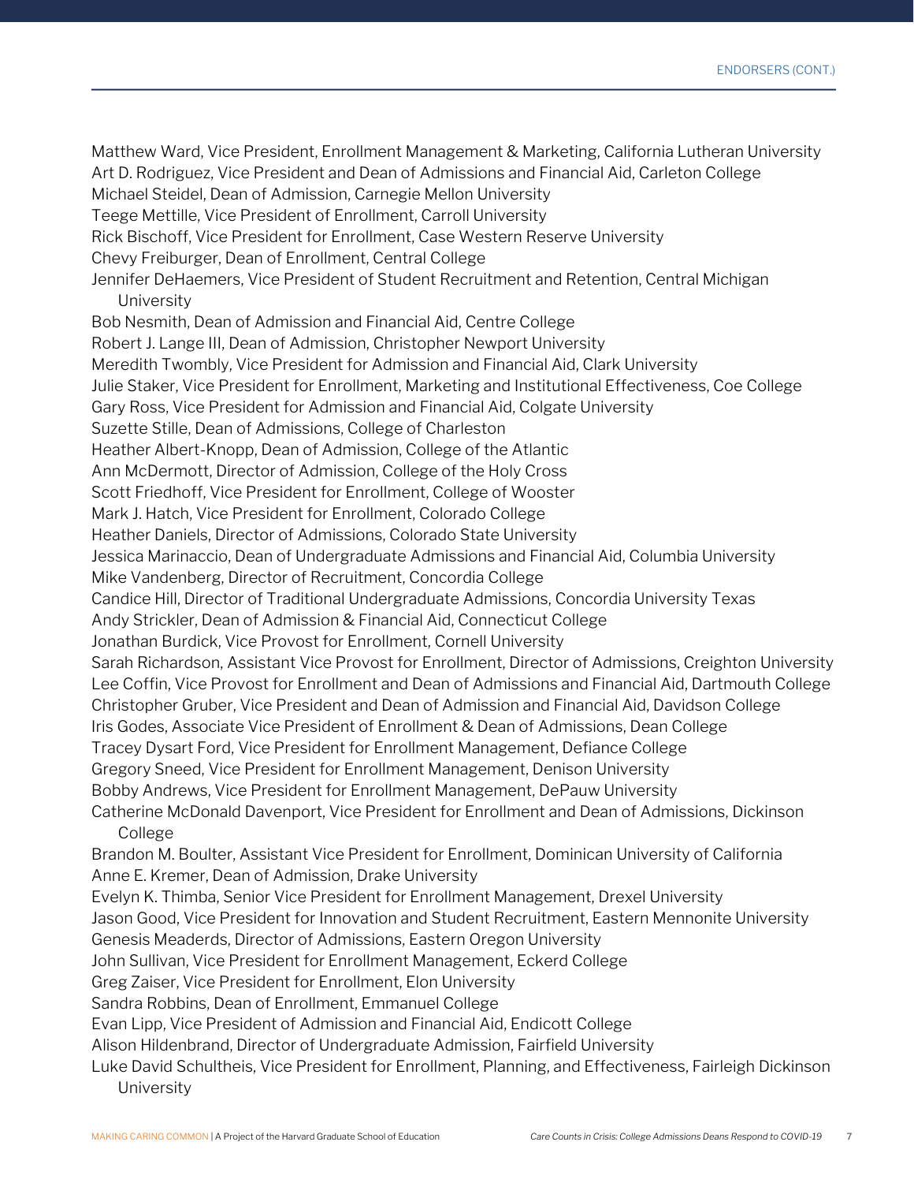Matthew Ward, Vice President, Enrollment Management & Marketing, California Lutheran University
Art D. Rodriguez, Vice President and Dean of Admissions and Financial Aid, Carleton College
Michael Steidel, Dean of Admission, Carnegie Mellon University
Teege Mettille, Vice President of Enrollment, Carroll University
Rick Bischoff, Vice President for Enrollment, Case Western Reserve University
Chevy Freiburger, Dean of Enrollment, Central College
Jennifer DeHaemers, Vice President of Student Recruitment and Retention, Central Michigan University
Bob Nesmith, Dean of Admission and Financial Aid, Centre College
Robert J. Lange III, Dean of Admission, Christopher Newport University
Meredith Twombly, Vice President for Admission and Financial Aid, Clark University
Julie Staker, Vice President for Enrollment, Marketing and Institutional Effectiveness, Coe College
Gary Ross, Vice President for Admission and Financial Aid, Colgate University
Suzette Stille, Dean of Admissions, College of Charleston
Heather Albert-Knopp, Dean of Admission, College of the Atlantic
Ann McDermott, Director of Admission, College of the Holy Cross
Scott Friedhoff, Vice President for Enrollment, College of Wooster
Mark J. Hatch, Vice President for Enrollment, Colorado College
Heather Daniels, Director of Admissions, Colorado State University
Jessica Marinaccio, Dean of Undergraduate Admissions and Financial Aid, Columbia University
Mike Vandenberg, Director of Recruitment, Concordia College
Candice Hill, Director of Traditional Undergraduate Admissions, Concordia University Texas
Andy Strickler, Dean of Admission & Financial Aid, Connecticut College
Jonathan Burdick, Vice Provost for Enrollment, Cornell University
Sarah Richardson, Assistant Vice Provost for Enrollment, Director of Admissions, Creighton University
Lee Coffin, Vice Provost for Enrollment and Dean of Admissions and Financial Aid, Dartmouth College
Christopher Gruber, Vice President and Dean of Admission and Financial Aid, Davidson College
Iris Godes, Associate Vice President of Enrollment & Dean of Admissions, Dean College
Tracey Dysart Ford, Vice President for Enrollment Management, Defiance College
Gregory Sneed, Vice President for Enrollment Management, Denison University
Bobby Andrews, Vice President for Enrollment Management, DePauw University
Catherine McDonald Davenport, Vice President for Enrollment and Dean of Admissions, Dickinson College
Brandon M. Boulter, Assistant Vice President for Enrollment, Dominican University of California
Anne E. Kremer, Dean of Admission, Drake University
Evelyn K. Thimba, Senior Vice President for Enrollment Management, Drexel University
Jason Good, Vice President for Innovation and Student Recruitment, Eastern Mennonite University
Genesis Meaderds, Director of Admissions, Eastern Oregon University
John Sullivan, Vice President for Enrollment Management, Eckerd College
Greg Zaiser, Vice President for Enrollment, Elon University
Sandra Robbins, Dean of Enrollment, Emmanuel College
Evan Lipp, Vice President of Admission and Financial Aid, Endicott College
Alison Hildenbrand, Director of Undergraduate Admission, Fairfield University
Luke David Schultheis, Vice President for Enrollment, Planning, and Effectiveness, Fairleigh Dickinson University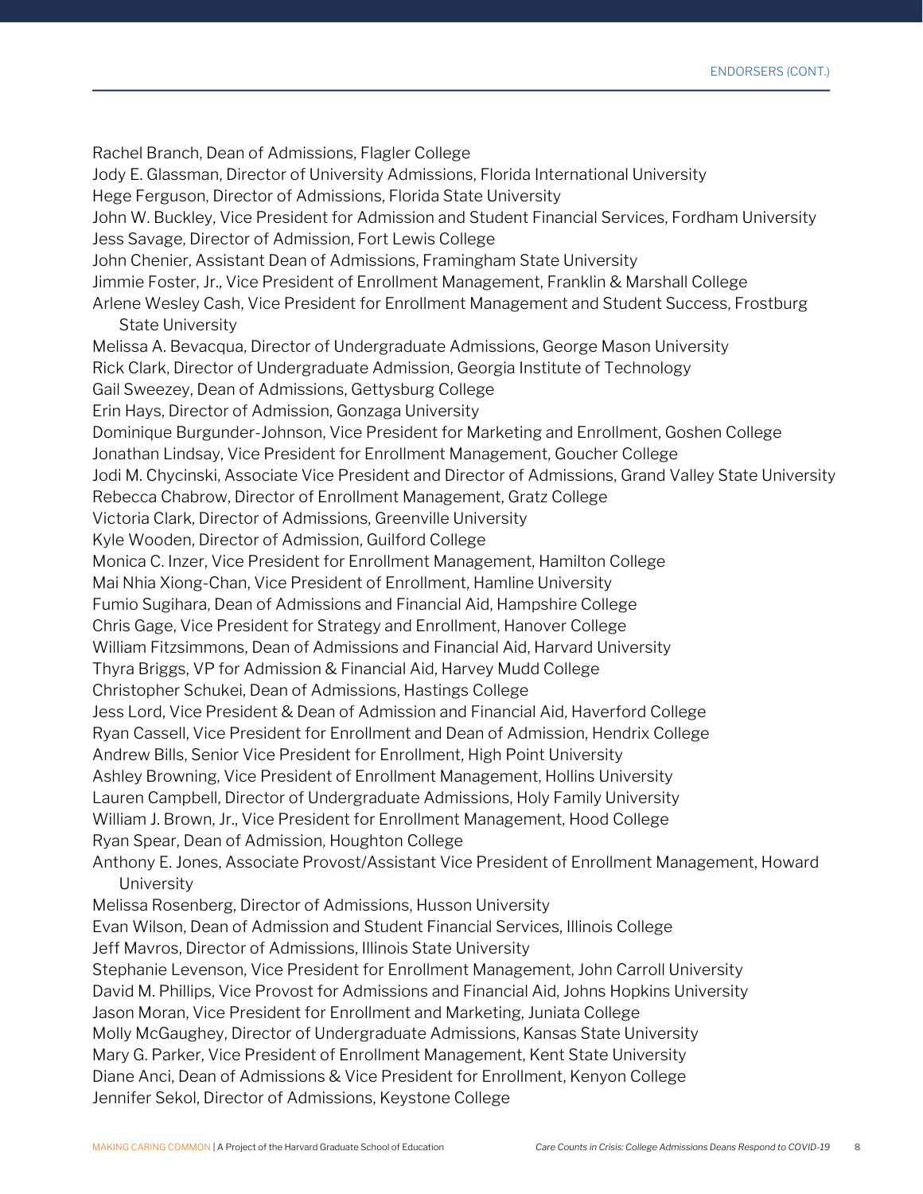Rachel Branch, Dean of Admissions, Flagler College
Jody E. Glassman, Director of University Admissions, Florida International University
Hege Ferguson, Director of Admissions, Florida State University
John W. Buckley, Vice President for Admission and Student Financial Services, Fordham University
Jess Savage, Director of Admission, Fort Lewis College
John Chenier, Assistant Dean of Admissions, Framingham State University
Jimmie Foster, Jr., Vice President of Enrollment Management, Franklin & Marshall College
Arlene Wesley Cash, Vice President for Enrollment Management and Student Success, Frostburg State University
Melissa A. Bevacqua, Director of Undergraduate Admissions, George Mason University
Rick Clark, Director of Undergraduate Admission, Georgia Institute of Technology
Gail Sweezey, Dean of Admissions, Gettysburg College
Erin Hays, Director of Admission, Gonzaga University
Dominique Burgunder-Johnson, Vice President for Marketing and Enrollment, Goshen College
Jonathan Lindsay, Vice President for Enrollment Management, Goucher College
Jodi M. Chycinski, Associate Vice President and Director of Admissions, Grand Valley State University
Rebecca Chabrow, Director of Enrollment Management, Gratz College
Victoria Clark, Director of Admissions, Greenville University
Kyle Wooden, Director of Admission, Guilford College
Monica C. Inzer, Vice President for Enrollment Management, Hamilton College
Mai Nhia Xiong-Chan, Vice President of Enrollment, Hamline University
Fumio Sugihara, Dean of Admissions and Financial Aid, Hampshire College
Chris Gage, Vice President for Strategy and Enrollment, Hanover College
William Fitzsimmons, Dean of Admissions and Financial Aid, Harvard University
Thyra Briggs, VP for Admission & Financial Aid, Harvey Mudd College
Christopher Schukei, Dean of Admissions, Hastings College
Jess Lord, Vice President & Dean of Admission and Financial Aid, Haverford College
Ryan Cassell, Vice President for Enrollment and Dean of Admission, Hendrix College
Andrew Bills, Senior Vice President for Enrollment, High Point University
Ashley Browning, Vice President of Enrollment Management, Hollins University
Lauren Campbell, Director of Undergraduate Admissions, Holy Family University
William J. Brown, Jr., Vice President for Enrollment Management, Hood College
Ryan Spear, Dean of Admission, Houghton College
Anthony E. Jones, Associate Provost/Assistant Vice President of Enrollment Management, Howard University
Melissa Rosenberg, Director of Admissions, Husson University
Evan Wilson, Dean of Admission and Student Financial Services, Illinois College
Jeff Mavros, Director of Admissions, Illinois State University
Stephanie Levenson, Vice President for Enrollment Management, John Carroll University
David M. Phillips, Vice Provost for Admissions and Financial Aid, Johns Hopkins University
Jason Moran, Vice President for Enrollment and Marketing, Juniata College
Molly McGaughey, Director of Undergraduate Admissions, Kansas State University
Mary G. Parker, Vice President of Enrollment Management, Kent State University
Diane Anci, Dean of Admissions & Vice President for Enrollment, Kenyon College
Jennifer Sekol, Director of Admissions, Keystone College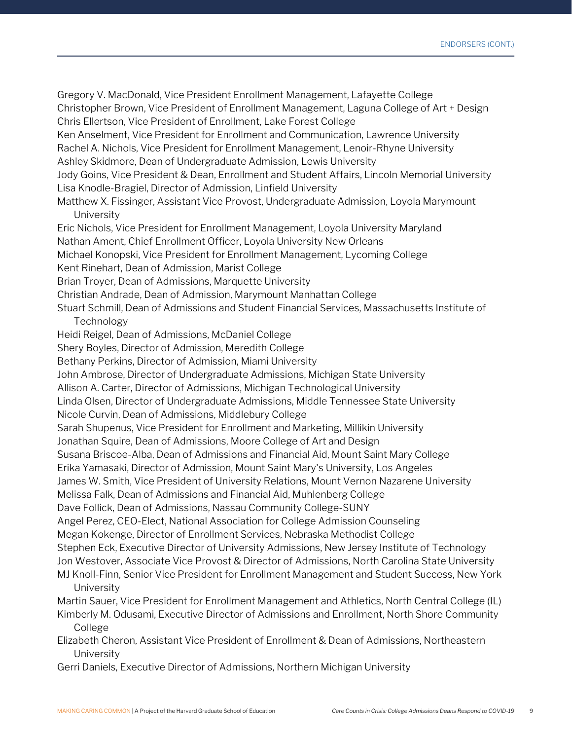Gregory V. MacDonald, Vice President Enrollment Management, Lafayette College
Christopher Brown, Vice President of Enrollment Management, Laguna College of Art + Design
Chris Ellertson, Vice President of Enrollment, Lake Forest College
Ken Anselment, Vice President for Enrollment and Communication, Lawrence University
Rachel A. Nichols, Vice President for Enrollment Management, Lenoir-Rhyne University
Ashley Skidmore, Dean of Undergraduate Admission, Lewis University
Jody Goins, Vice President & Dean, Enrollment and Student Affairs, Lincoln Memorial University
Lisa Knodle-Bragiel, Director of Admission, Linfield University
Matthew X. Fissinger, Assistant Vice Provost, Undergraduate Admission, Loyola Marymount University
Eric Nichols, Vice President for Enrollment Management, Loyola University Maryland
Nathan Ament, Chief Enrollment Officer, Loyola University New Orleans
Michael Konopski, Vice President for Enrollment Management, Lycoming College
Kent Rinehart, Dean of Admission, Marist College
Brian Troyer, Dean of Admissions, Marquette University
Christian Andrade, Dean of Admission, Marymount Manhattan College
Stuart Schmill, Dean of Admissions and Student Financial Services, Massachusetts Institute of Technology
Heidi Reigel, Dean of Admissions, McDaniel College
Shery Boyles, Director of Admission, Meredith College
Bethany Perkins, Director of Admission, Miami University
John Ambrose, Director of Undergraduate Admissions, Michigan State University
Allison A. Carter, Director of Admissions, Michigan Technological University
Linda Olsen, Director of Undergraduate Admissions, Middle Tennessee State University
Nicole Curvin, Dean of Admissions, Middlebury College
Sarah Shupenus, Vice President for Enrollment and Marketing, Millikin University
Jonathan Squire, Dean of Admissions, Moore College of Art and Design
Susana Briscoe-Alba, Dean of Admissions and Financial Aid, Mount Saint Mary College
Erika Yamasaki, Director of Admission, Mount Saint Mary's University, Los Angeles
James W. Smith, Vice President of University Relations, Mount Vernon Nazarene University
Melissa Falk, Dean of Admissions and Financial Aid, Muhlenberg College
Dave Follick, Dean of Admissions, Nassau Community College-SUNY
Angel Perez, CEO-Elect, National Association for College Admission Counseling
Megan Kokenge, Director of Enrollment Services, Nebraska Methodist College
Stephen Eck, Executive Director of University Admissions, New Jersey Institute of Technology
Jon Westover, Associate Vice Provost & Director of Admissions, North Carolina State University
MJ Knoll-Finn, Senior Vice President for Enrollment Management and Student Success, New York University
Martin Sauer, Vice President for Enrollment Management and Athletics, North Central College (IL)
Kimberly M. Odusami, Executive Director of Admissions and Enrollment, North Shore Community College
Elizabeth Cheron, Assistant Vice President of Enrollment & Dean of Admissions, Northeastern University
Gerri Daniels, Executive Director of Admissions, Northern Michigan University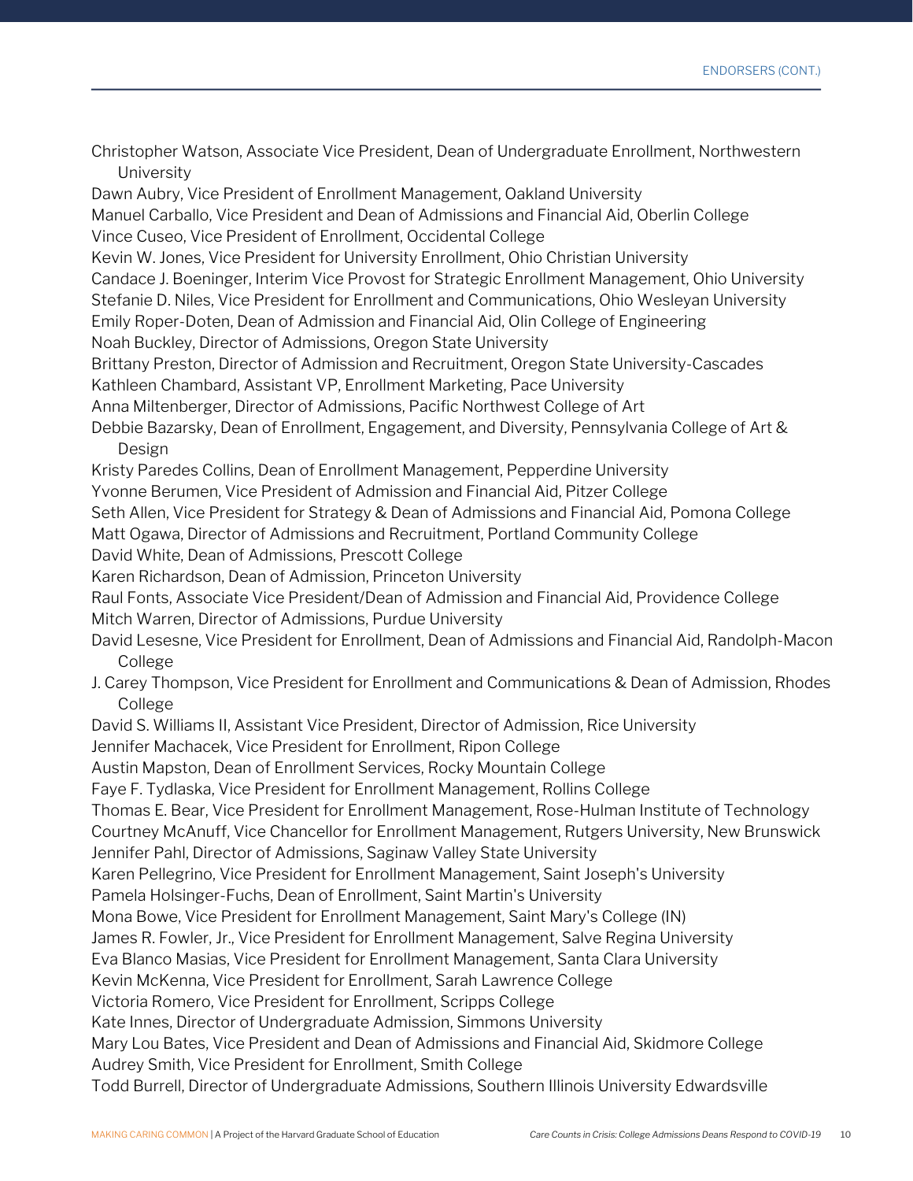Christopher Watson, Associate Vice President, Dean of Undergraduate Enrollment, Northwestern University
Dawn Aubry, Vice President of Enrollment Management, Oakland University
Manuel Carballo, Vice President and Dean of Admissions and Financial Aid, Oberlin College
Vince Cuseo, Vice President of Enrollment, Occidental College
Kevin W. Jones, Vice President for University Enrollment, Ohio Christian University
Candace J. Boeninger, Interim Vice Provost for Strategic Enrollment Management, Ohio University
Stefanie D. Niles, Vice President for Enrollment and Communications, Ohio Wesleyan University
Emily Roper-Doten, Dean of Admission and Financial Aid, Olin College of Engineering
Noah Buckley, Director of Admissions, Oregon State University
Brittany Preston, Director of Admission and Recruitment, Oregon State University-Cascades
Kathleen Chambard, Assistant VP, Enrollment Marketing, Pace University
Anna Miltenberger, Director of Admissions, Pacific Northwest College of Art
Debbie Bazarsky, Dean of Enrollment, Engagement, and Diversity, Pennsylvania College of Art & Design
Kristy Paredes Collins, Dean of Enrollment Management, Pepperdine University
Yvonne Berumen, Vice President of Admission and Financial Aid, Pitzer College
Seth Allen, Vice President for Strategy & Dean of Admissions and Financial Aid, Pomona College
Matt Ogawa, Director of Admissions and Recruitment, Portland Community College
David White, Dean of Admissions, Prescott College
Karen Richardson, Dean of Admission, Princeton University
Raul Fonts, Associate Vice President/Dean of Admission and Financial Aid, Providence College
Mitch Warren, Director of Admissions, Purdue University
David Lesesne, Vice President for Enrollment, Dean of Admissions and Financial Aid, Randolph-Macon College
J. Carey Thompson, Vice President for Enrollment and Communications & Dean of Admission, Rhodes College
David S. Williams II, Assistant Vice President, Director of Admission, Rice University
Jennifer Machacek, Vice President for Enrollment, Ripon College
Austin Mapston, Dean of Enrollment Services, Rocky Mountain College
Faye F. Tydlaska, Vice President for Enrollment Management, Rollins College
Thomas E. Bear, Vice President for Enrollment Management, Rose-Hulman Institute of Technology
Courtney McAnuff, Vice Chancellor for Enrollment Management, Rutgers University, New Brunswick
Jennifer Pahl, Director of Admissions, Saginaw Valley State University
Karen Pellegrino, Vice President for Enrollment Management, Saint Joseph's University
Pamela Holsinger-Fuchs, Dean of Enrollment, Saint Martin's University
Mona Bowe, Vice President for Enrollment Management, Saint Mary's College (IN)
James R. Fowler, Jr., Vice President for Enrollment Management, Salve Regina University
Eva Blanco Masias, Vice President for Enrollment Management, Santa Clara University
Kevin McKenna, Vice President for Enrollment, Sarah Lawrence College
Victoria Romero, Vice President for Enrollment, Scripps College
Kate Innes, Director of Undergraduate Admission, Simmons University
Mary Lou Bates, Vice President and Dean of Admissions and Financial Aid, Skidmore College
Audrey Smith, Vice President for Enrollment, Smith College
Todd Burrell, Director of Undergraduate Admissions, Southern Illinois University Edwardsville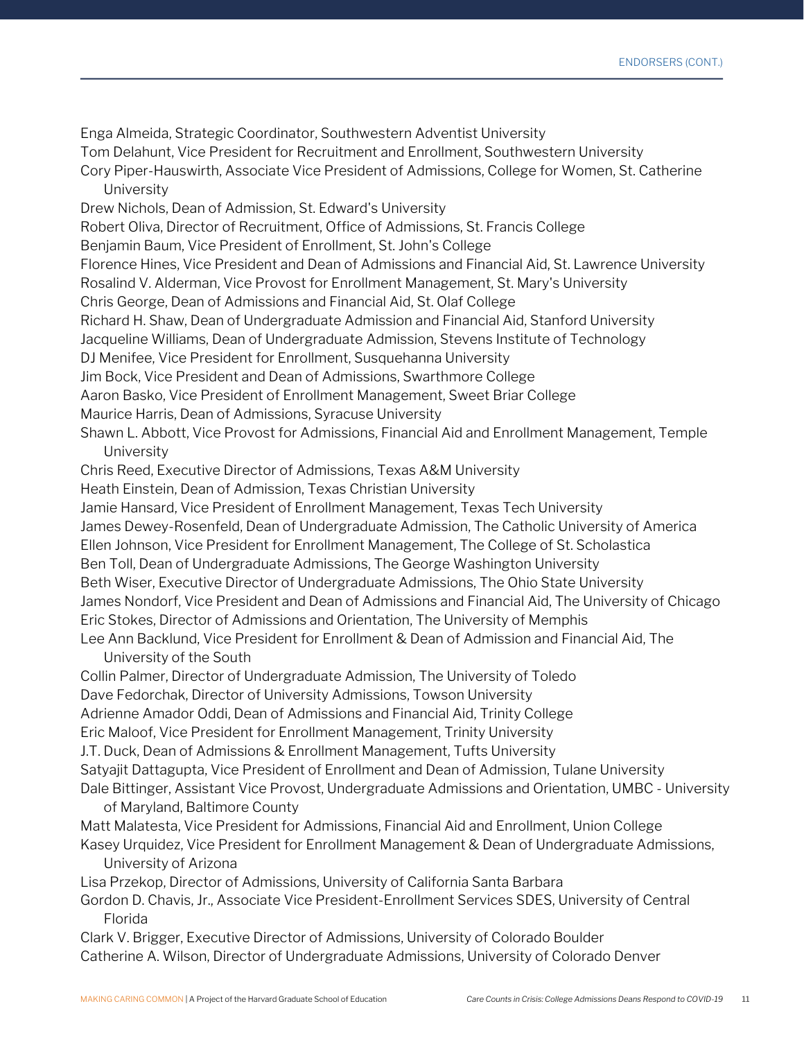Enga Almeida, Strategic Coordinator, Southwestern Adventist University
Tom Delahunt, Vice President for Recruitment and Enrollment, Southwestern University
Cory Piper-Hauswirth, Associate Vice President of Admissions, College for Women, St. Catherine University
Drew Nichols, Dean of Admission, St. Edward's University
Robert Oliva, Director of Recruitment, Office of Admissions, St. Francis College
Benjamin Baum, Vice President of Enrollment, St. John's College
Florence Hines, Vice President and Dean of Admissions and Financial Aid, St. Lawrence University
Rosalind V. Alderman, Vice Provost for Enrollment Management, St. Mary's University
Chris George, Dean of Admissions and Financial Aid, St. Olaf College
Richard H. Shaw, Dean of Undergraduate Admission and Financial Aid, Stanford University
Jacqueline Williams, Dean of Undergraduate Admission, Stevens Institute of Technology
DJ Menifee, Vice President for Enrollment, Susquehanna University
Jim Bock, Vice President and Dean of Admissions, Swarthmore College
Aaron Basko, Vice President of Enrollment Management, Sweet Briar College
Maurice Harris, Dean of Admissions, Syracuse University
Shawn L. Abbott, Vice Provost for Admissions, Financial Aid and Enrollment Management, Temple University
Chris Reed, Executive Director of Admissions, Texas A&M University
Heath Einstein, Dean of Admission, Texas Christian University
Jamie Hansard, Vice President of Enrollment Management, Texas Tech University
James Dewey-Rosenfeld, Dean of Undergraduate Admission, The Catholic University of America
Ellen Johnson, Vice President for Enrollment Management, The College of St. Scholastica
Ben Toll, Dean of Undergraduate Admissions, The George Washington University
Beth Wiser, Executive Director of Undergraduate Admissions, The Ohio State University
James Nondorf, Vice President and Dean of Admissions and Financial Aid, The University of Chicago
Eric Stokes, Director of Admissions and Orientation, The University of Memphis
Lee Ann Backlund, Vice President for Enrollment & Dean of Admission and Financial Aid, The University of the South
Collin Palmer, Director of Undergraduate Admission, The University of Toledo
Dave Fedorchak, Director of University Admissions, Towson University
Adrienne Amador Oddi, Dean of Admissions and Financial Aid, Trinity College
Eric Maloof, Vice President for Enrollment Management, Trinity University
J.T. Duck, Dean of Admissions & Enrollment Management, Tufts University
Satyajit Dattagupta, Vice President of Enrollment and Dean of Admission, Tulane University
Dale Bittinger, Assistant Vice Provost, Undergraduate Admissions and Orientation, UMBC - University of Maryland, Baltimore County
Matt Malatesta, Vice President for Admissions, Financial Aid and Enrollment, Union College
Kasey Urquidez, Vice President for Enrollment Management & Dean of Undergraduate Admissions, University of Arizona
Lisa Przekop, Director of Admissions, University of California Santa Barbara
Gordon D. Chavis, Jr., Associate Vice President-Enrollment Services SDES, University of Central Florida
Clark V. Brigger, Executive Director of Admissions, University of Colorado Boulder
Catherine A. Wilson, Director of Undergraduate Admissions, University of Colorado Denver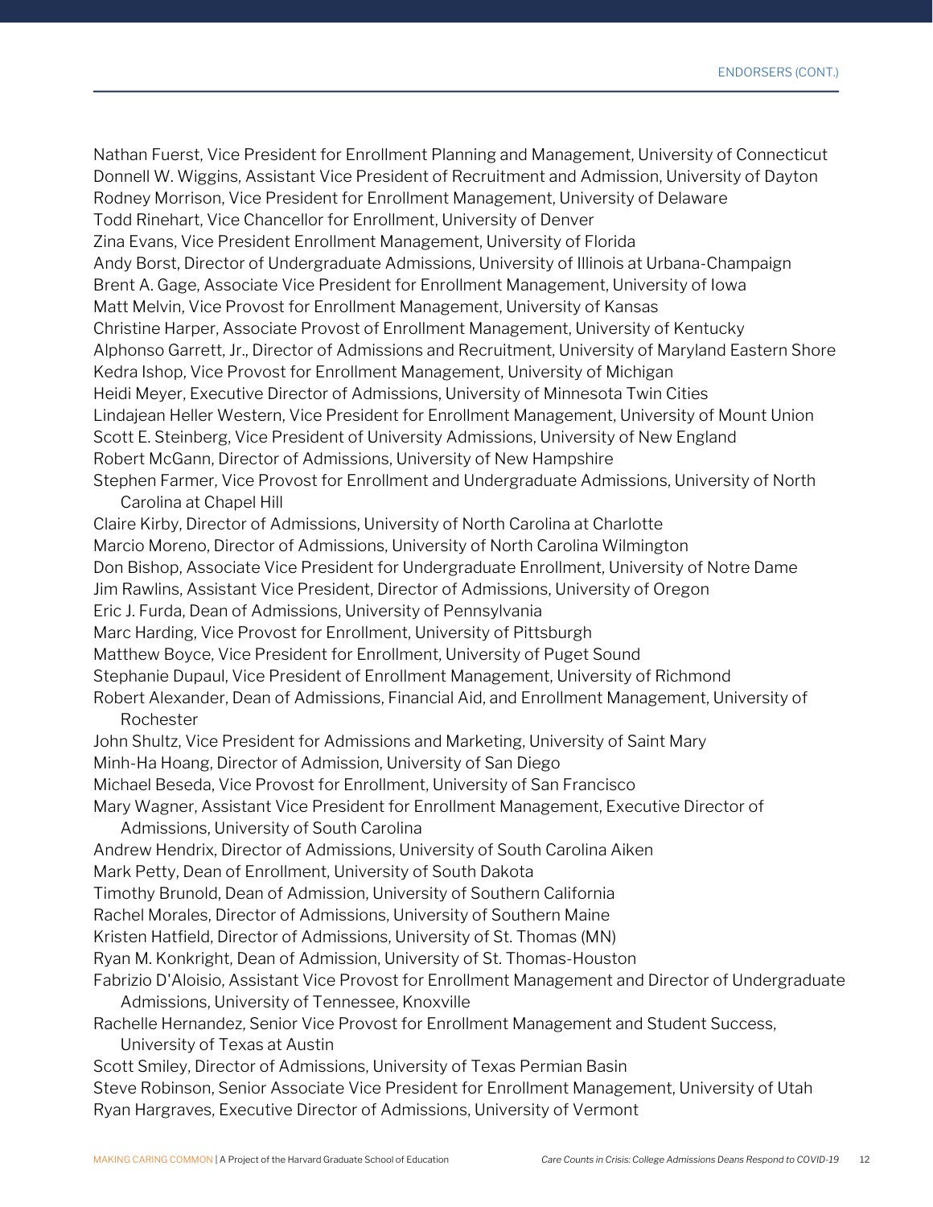Nathan Fuerst, Vice President for Enrollment Planning and Management, University of Connecticut
Donnell W. Wiggins, Assistant Vice President of Recruitment and Admission, University of Dayton
Rodney Morrison, Vice President for Enrollment Management, University of Delaware
Todd Rinehart, Vice Chancellor for Enrollment, University of Denver
Zina Evans, Vice President Enrollment Management, University of Florida
Andy Borst, Director of Undergraduate Admissions, University of Illinois at Urbana-Champaign
Brent A. Gage, Associate Vice President for Enrollment Management, University of Iowa
Matt Melvin, Vice Provost for Enrollment Management, University of Kansas
Christine Harper, Associate Provost of Enrollment Management, University of Kentucky
Alphonso Garrett, Jr., Director of Admissions and Recruitment, University of Maryland Eastern Shore
Kedra Ishop, Vice Provost for Enrollment Management, University of Michigan
Heidi Meyer, Executive Director of Admissions, University of Minnesota Twin Cities
Lindajean Heller Western, Vice President for Enrollment Management, University of Mount Union
Scott E. Steinberg, Vice President of University Admissions, University of New England
Robert McGann, Director of Admissions, University of New Hampshire
Stephen Farmer, Vice Provost for Enrollment and Undergraduate Admissions, University of North Carolina at Chapel Hill
Claire Kirby, Director of Admissions, University of North Carolina at Charlotte
Marcio Moreno, Director of Admissions, University of North Carolina Wilmington
Don Bishop, Associate Vice President for Undergraduate Enrollment, University of Notre Dame
Jim Rawlins, Assistant Vice President, Director of Admissions, University of Oregon
Eric J. Furda, Dean of Admissions, University of Pennsylvania
Marc Harding, Vice Provost for Enrollment, University of Pittsburgh
Matthew Boyce, Vice President for Enrollment, University of Puget Sound
Stephanie Dupaul, Vice President of Enrollment Management, University of Richmond
Robert Alexander, Dean of Admissions, Financial Aid, and Enrollment Management, University of Rochester
John Shultz, Vice President for Admissions and Marketing, University of Saint Mary
Minh-Ha Hoang, Director of Admission, University of San Diego
Michael Beseda, Vice Provost for Enrollment, University of San Francisco
Mary Wagner, Assistant Vice President for Enrollment Management, Executive Director of Admissions, University of South Carolina
Andrew Hendrix, Director of Admissions, University of South Carolina Aiken
Mark Petty, Dean of Enrollment, University of South Dakota
Timothy Brunold, Dean of Admission, University of Southern California
Rachel Morales, Director of Admissions, University of Southern Maine
Kristen Hatfield, Director of Admissions, University of St. Thomas (MN)
Ryan M. Konkright, Dean of Admission, University of St. Thomas-Houston
Fabrizio D'Aloisio, Assistant Vice Provost for Enrollment Management and Director of Undergraduate Admissions, University of Tennessee, Knoxville
Rachelle Hernandez, Senior Vice Provost for Enrollment Management and Student Success, University of Texas at Austin
Scott Smiley, Director of Admissions, University of Texas Permian Basin
Steve Robinson, Senior Associate Vice President for Enrollment Management, University of Utah
Ryan Hargraves, Executive Director of Admissions, University of Vermont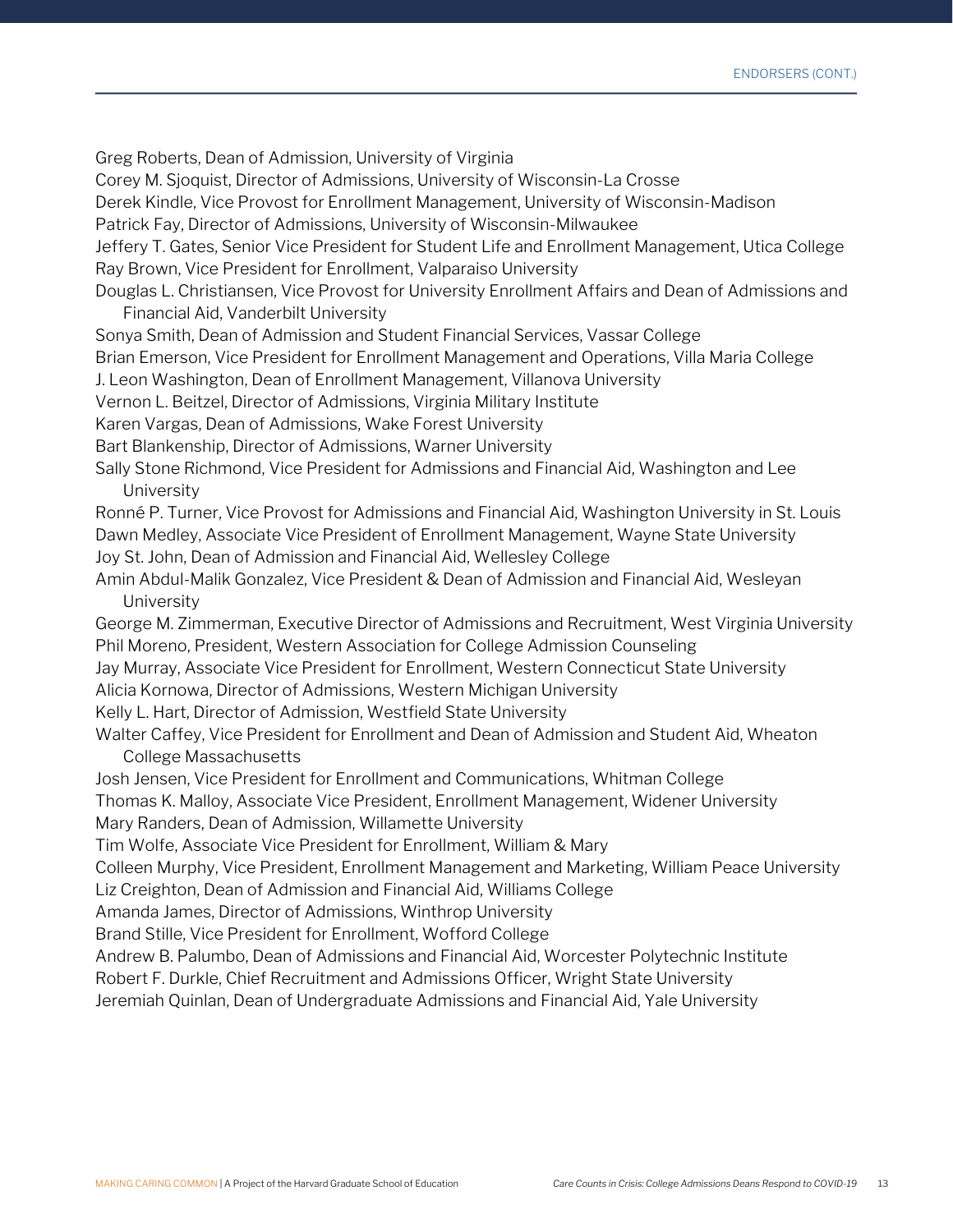Greg Roberts, Dean of Admission, University of Virginia
Corey M. Sjoquist, Director of Admissions, University of Wisconsin-La Crosse
Derek Kindle, Vice Provost for Enrollment Management, University of Wisconsin-Madison
Patrick Fay, Director of Admissions, University of Wisconsin-Milwaukee
Jeffery T. Gates, Senior Vice President for Student Life and Enrollment Management, Utica College
Ray Brown, Vice President for Enrollment, Valparaiso University
Douglas L. Christiansen, Vice Provost for University Enrollment Affairs and Dean of Admissions and Financial Aid, Vanderbilt University
Sonya Smith, Dean of Admission and Student Financial Services, Vassar College
Brian Emerson, Vice President for Enrollment Management and Operations, Villa Maria College
J. Leon Washington, Dean of Enrollment Management, Villanova University
Vernon L. Beitzel, Director of Admissions, Virginia Military Institute
Karen Vargas, Dean of Admissions, Wake Forest University
Bart Blankenship, Director of Admissions, Warner University
Sally Stone Richmond, Vice President for Admissions and Financial Aid, Washington and Lee University
Ronné P. Turner, Vice Provost for Admissions and Financial Aid, Washington University in St. Louis
Dawn Medley, Associate Vice President of Enrollment Management, Wayne State University
Joy St. John, Dean of Admission and Financial Aid, Wellesley College
Amin Abdul-Malik Gonzalez, Vice President & Dean of Admission and Financial Aid, Wesleyan University
George M. Zimmerman, Executive Director of Admissions and Recruitment, West Virginia University
Phil Moreno, President, Western Association for College Admission Counseling
Jay Murray, Associate Vice President for Enrollment, Western Connecticut State University
Alicia Kornowa, Director of Admissions, Western Michigan University
Kelly L. Hart, Director of Admission, Westfield State University
Walter Caffey, Vice President for Enrollment and Dean of Admission and Student Aid, Wheaton College Massachusetts
Josh Jensen, Vice President for Enrollment and Communications, Whitman College
Thomas K. Malloy, Associate Vice President, Enrollment Management, Widener University
Mary Randers, Dean of Admission, Willamette University
Tim Wolfe, Associate Vice President for Enrollment, William & Mary
Colleen Murphy, Vice President, Enrollment Management and Marketing, William Peace University
Liz Creighton, Dean of Admission and Financial Aid, Williams College
Amanda James, Director of Admissions, Winthrop University
Brand Stille, Vice President for Enrollment, Wofford College
Andrew B. Palumbo, Dean of Admissions and Financial Aid, Worcester Polytechnic Institute
Robert F. Durkle, Chief Recruitment and Admissions Officer, Wright State University
Jeremiah Quinlan, Dean of Undergraduate Admissions and Financial Aid, Yale University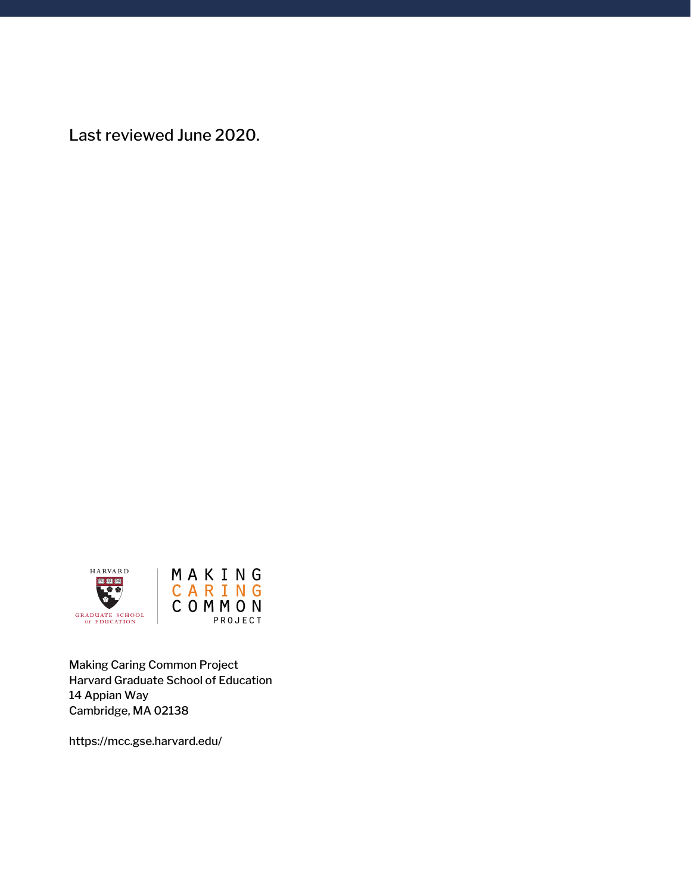Last reviewed June 2020.

Making Caring Common Project
Harvard Graduate School of Education
14 Appian Way
Cambridge, MA 02138

https://mcc.gse.harvard.edu/